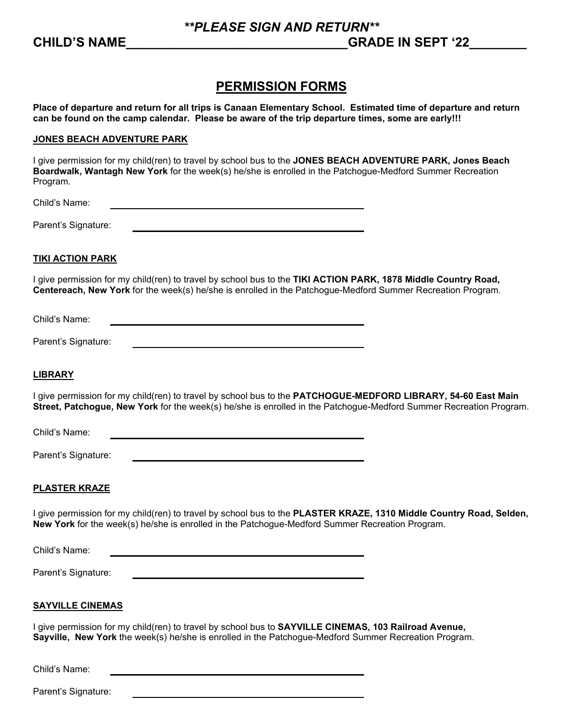***\*\*PLEASE SIGN AND RETURN\*\****

**CHILD'S NAME_______________________________GRADE IN SEPT '22________**

## PERMISSION FORMS

**Place of departure and return for all trips is Canaan Elementary School. Estimated time of departure and return can be found on the camp calendar. Please be aware of the trip departure times, some are early!!!**

### JONES BEACH ADVENTURE PARK

I give permission for my child(ren) to travel by school bus to the **JONES BEACH ADVENTURE PARK, Jones Beach Boardwalk, Wantagh New York** for the week(s) he/she is enrolled in the Patchogue-Medford Summer Recreation Program.

Child's Name: ____________________________________

Parent's Signature: ____________________________________

### TIKI ACTION PARK

I give permission for my child(ren) to travel by school bus to the **TIKI ACTION PARK, 1878 Middle Country Road, Centereach, New York** for the week(s) he/she is enrolled in the Patchogue-Medford Summer Recreation Program.

Child's Name: ____________________________________

Parent's Signature: ____________________________________

### LIBRARY

I give permission for my child(ren) to travel by school bus to the **PATCHOGUE-MEDFORD LIBRARY, 54-60 East Main Street, Patchogue, New York** for the week(s) he/she is enrolled in the Patchogue-Medford Summer Recreation Program.

Child's Name: ____________________________________

Parent's Signature: ____________________________________

### PLASTER KRAZE

I give permission for my child(ren) to travel by school bus to the **PLASTER KRAZE, 1310 Middle Country Road, Selden, New York** for the week(s) he/she is enrolled in the Patchogue-Medford Summer Recreation Program.

Child's Name: ____________________________________

Parent's Signature: ____________________________________

### SAYVILLE CINEMAS

I give permission for my child(ren) to travel by school bus to **SAYVILLE CINEMAS, 103 Railroad Avenue, Sayville, New York** the week(s) he/she is enrolled in the Patchogue-Medford Summer Recreation Program.

Child's Name: ____________________________________

Parent's Signature: ____________________________________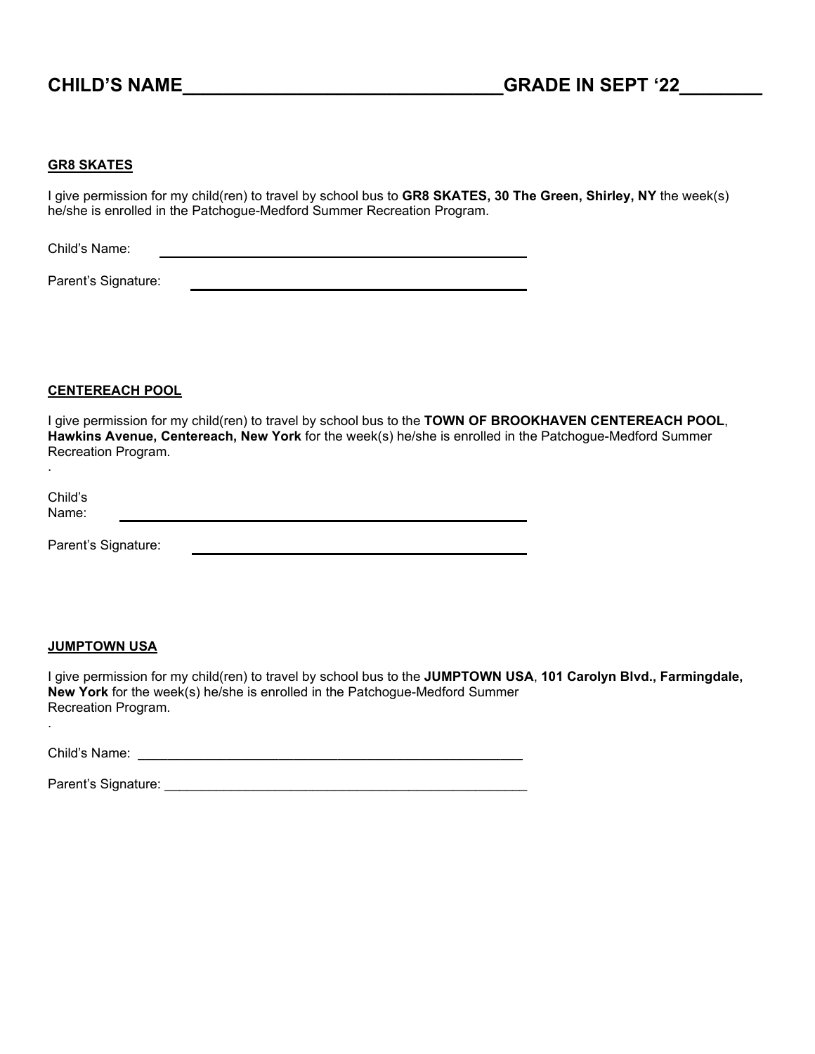**CHILD'S NAME_______________________________GRADE IN SEPT '22________**

**GR8 SKATES**

I give permission for my child(ren) to travel by school bus to **GR8 SKATES, 30 The Green, Shirley, NY** the week(s) he/she is enrolled in the Patchogue-Medford Summer Recreation Program.

Child's Name: ____________________________________________

Parent's Signature: ____________________________________________

**CENTEREACH POOL**

I give permission for my child(ren) to travel by school bus to the **TOWN OF BROOKHAVEN CENTEREACH POOL**, **Hawkins Avenue, Centereach, New York** for the week(s) he/she is enrolled in the Patchogue-Medford Summer Recreation Program.

.

Child's Name: ____________________________________________

Parent's Signature: ____________________________________________

**JUMPTOWN USA**

I give permission for my child(ren) to travel by school bus to the **JUMPTOWN USA**, **101 Carolyn Blvd., Farmingdale, New York** for the week(s) he/she is enrolled in the Patchogue-Medford Summer Recreation Program.

.

Child's Name: ____________________________________________

Parent's Signature: ____________________________________________